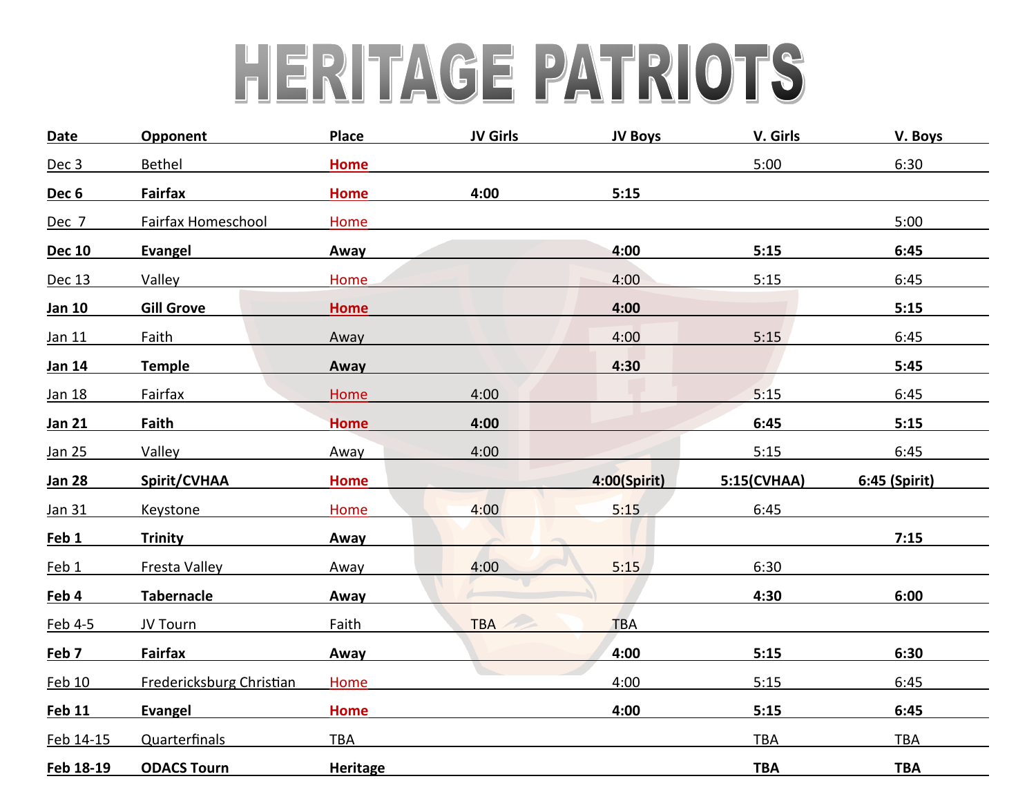# HERITAGE PATRIOTS

| Date | Opponent | Place | JV Girls | JV Boys | V. Girls | V. Boys |
|---|---|---|---|---|---|---|
| Dec 3 | Bethel | Home | | | 5:00 | 6:30 |
| **Dec 6** | **Fairfax** | **Home** | **4:00** | **5:15** | | |
| Dec 7 | Fairfax Homeschool | Home | | | | 5:00 |
| **Dec 10** | **Evangel** | **Away** | | **4:00** | **5:15** | **6:45** |
| Dec 13 | Valley | Home | | 4:00 | 5:15 | 6:45 |
| **Jan 10** | **Gill Grove** | **Home** | | **4:00** | | **5:15** |
| Jan 11 | Faith | Away | | 4:00 | 5:15 | 6:45 |
| **Jan 14** | **Temple** | **Away** | | **4:30** | | **5:45** |
| Jan 18 | Fairfax | Home | 4:00 | | 5:15 | 6:45 |
| **Jan 21** | **Faith** | **Home** | **4:00** | | **6:45** | **5:15** |
| Jan 25 | Valley | Away | 4:00 | | 5:15 | 6:45 |
| **Jan 28** | **Spirit/CVHAA** | **Home** | | **4:00(Spirit)** | **5:15(CVHAA)** | **6:45 (Spirit)** |
| Jan 31 | Keystone | Home | 4:00 | 5:15 | 6:45 | |
| **Feb 1** | **Trinity** | **Away** | | | | **7:15** |
| Feb 1 | Fresta Valley | Away | 4:00 | 5:15 | 6:30 | |
| **Feb 4** | **Tabernacle** | **Away** | | | **4:30** | **6:00** |
| Feb 4-5 | JV Tourn | Faith | TBA | TBA | | |
| **Feb 7** | **Fairfax** | **Away** | | **4:00** | **5:15** | **6:30** |
| Feb 10 | Fredericksburg Christian | Home | | 4:00 | 5:15 | 6:45 |
| **Feb 11** | **Evangel** | **Home** | | **4:00** | **5:15** | **6:45** |
| Feb 14-15 | Quarterfinals | TBA | | | TBA | TBA |
| **Feb 18-19** | **ODACS Tourn** | **Heritage** | | | **TBA** | **TBA** |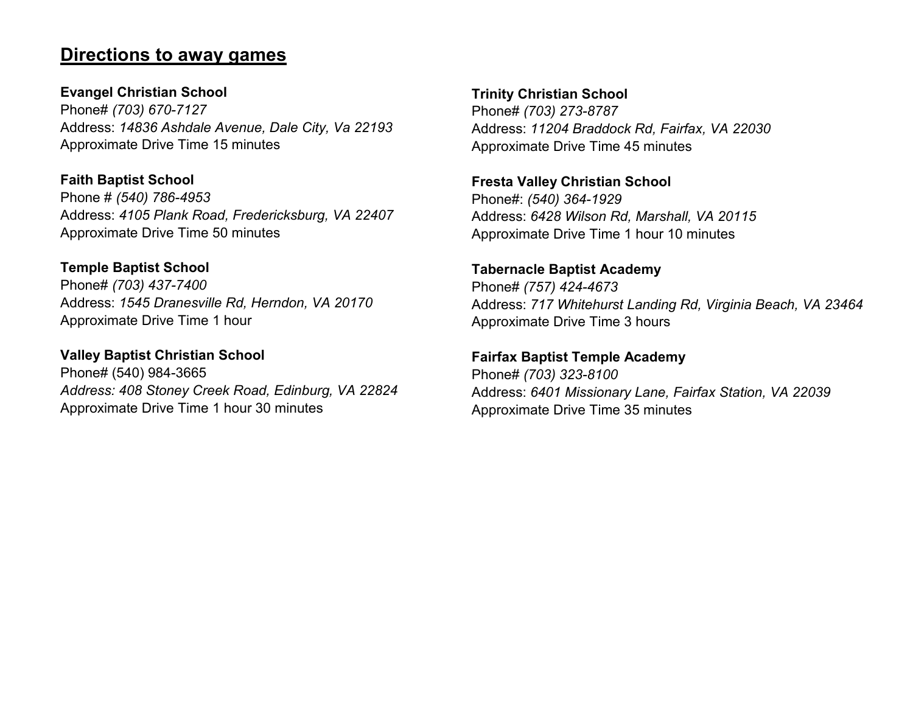## Directions to away games

**Evangel Christian School**
Phone# *(703) 670-7127*
Address: *14836 Ashdale Avenue, Dale City, Va 22193*
Approximate Drive Time 15 minutes

**Faith Baptist School**
Phone # *(540) 786-4953*
Address: *4105 Plank Road, Fredericksburg, VA 22407*
Approximate Drive Time 50 minutes

**Temple Baptist School**
Phone# *(703) 437-7400*
Address: *1545 Dranesville Rd, Herndon, VA 20170*
Approximate Drive Time 1 hour

**Valley Baptist Christian School**
Phone# (540) 984-3665
*Address: 408 Stoney Creek Road, Edinburg, VA 22824*
Approximate Drive Time 1 hour 30 minutes

**Trinity Christian School**
Phone# *(703) 273-8787*
Address: *11204 Braddock Rd, Fairfax, VA 22030*
Approximate Drive Time 45 minutes

**Fresta Valley Christian School**
Phone#: *(540) 364-1929*
Address: *6428 Wilson Rd, Marshall, VA 20115*
Approximate Drive Time 1 hour 10 minutes

**Tabernacle Baptist Academy**
Phone# *(757) 424-4673*
Address: *717 Whitehurst Landing Rd, Virginia Beach, VA 23464*
Approximate Drive Time 3 hours

**Fairfax Baptist Temple Academy**
Phone# *(703) 323-8100*
Address: *6401 Missionary Lane, Fairfax Station, VA 22039*
Approximate Drive Time 35 minutes